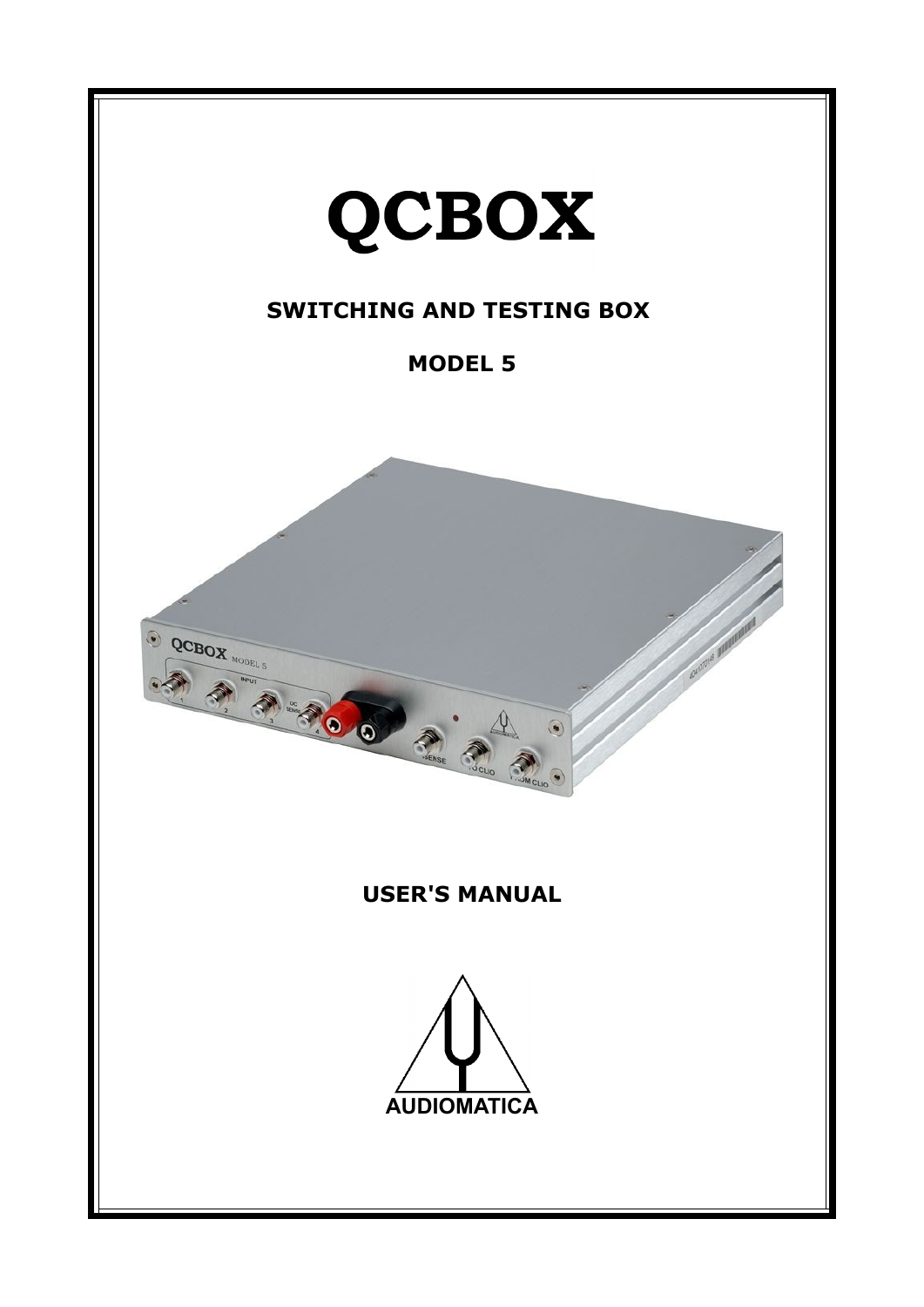# QCBOX

## SWITCHING AND TESTING BOX

## MODEL 5

## USER'S MANUAL

AUDIOMATICA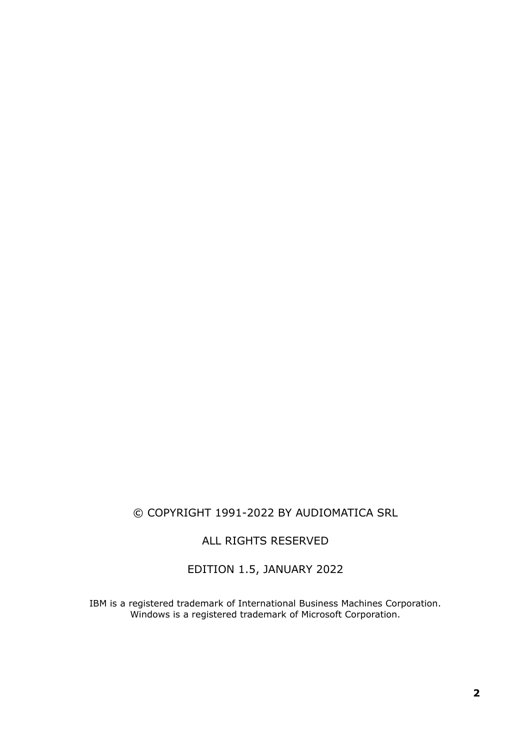© COPYRIGHT 1991-2022 BY AUDIOMATICA SRL

ALL RIGHTS RESERVED

EDITION 1.5, JANUARY 2022

IBM is a registered trademark of International Business Machines Corporation.
Windows is a registered trademark of Microsoft Corporation.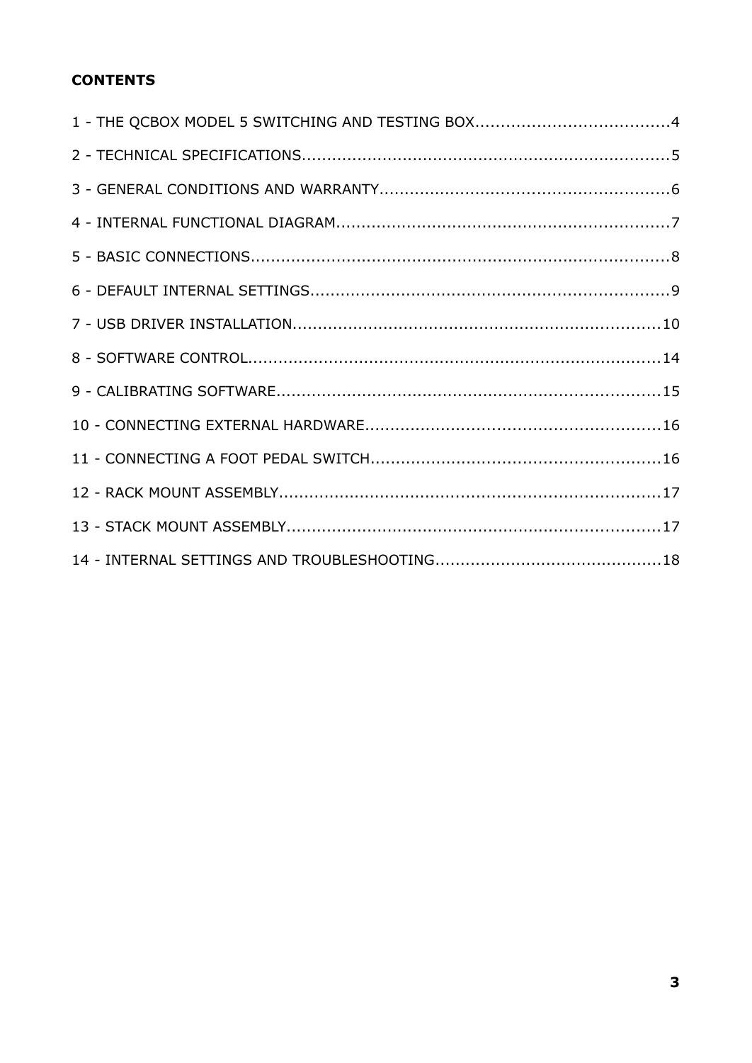**CONTENTS**

1 - THE QCBOX MODEL 5 SWITCHING AND TESTING BOX......................................4

2 - TECHNICAL SPECIFICATIONS.........................................................................5

3 - GENERAL CONDITIONS AND WARRANTY.........................................................6

4 - INTERNAL FUNCTIONAL DIAGRAM..................................................................7

5 - BASIC CONNECTIONS...................................................................................8

6 - DEFAULT INTERNAL SETTINGS.......................................................................9

7 - USB DRIVER INSTALLATION.........................................................................10

8 - SOFTWARE CONTROL..................................................................................14

9 - CALIBRATING SOFTWARE............................................................................15

10 - CONNECTING EXTERNAL HARDWARE..........................................................16

11 - CONNECTING A FOOT PEDAL SWITCH.........................................................16

12 - RACK MOUNT ASSEMBLY............................................................................17

13 - STACK MOUNT ASSEMBLY..........................................................................17

14 - INTERNAL SETTINGS AND TROUBLESHOOTING............................................18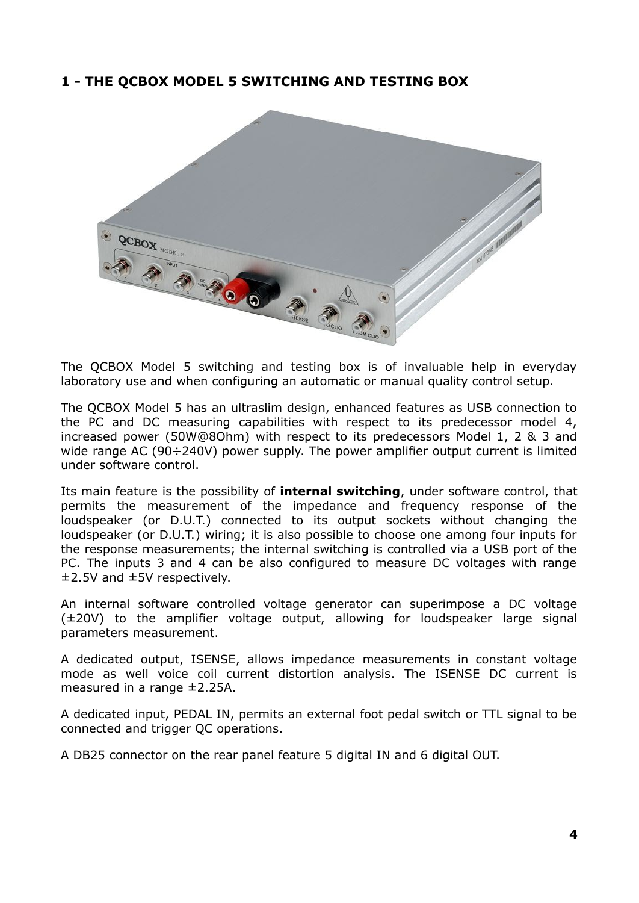## 1 - THE QCBOX MODEL 5 SWITCHING AND TESTING BOX

The QCBOX Model 5 switching and testing box is of invaluable help in everyday laboratory use and when configuring an automatic or manual quality control setup.

The QCBOX Model 5 has an ultraslim design, enhanced features as USB connection to the PC and DC measuring capabilities with respect to its predecessor model 4, increased power (50W@8Ohm) with respect to its predecessors Model 1, 2 & 3 and wide range AC (90÷240V) power supply. The power amplifier output current is limited under software control.

Its main feature is the possibility of **internal switching**, under software control, that permits the measurement of the impedance and frequency response of the loudspeaker (or D.U.T.) connected to its output sockets without changing the loudspeaker (or D.U.T.) wiring; it is also possible to choose one among four inputs for the response measurements; the internal switching is controlled via a USB port of the PC. The inputs 3 and 4 can be also configured to measure DC voltages with range ±2.5V and ±5V respectively.

An internal software controlled voltage generator can superimpose a DC voltage (±20V) to the amplifier voltage output, allowing for loudspeaker large signal parameters measurement.

A dedicated output, ISENSE, allows impedance measurements in constant voltage mode as well voice coil current distortion analysis. The ISENSE DC current is measured in a range ±2.25A.

A dedicated input, PEDAL IN, permits an external foot pedal switch or TTL signal to be connected and trigger QC operations.

A DB25 connector on the rear panel feature 5 digital IN and 6 digital OUT.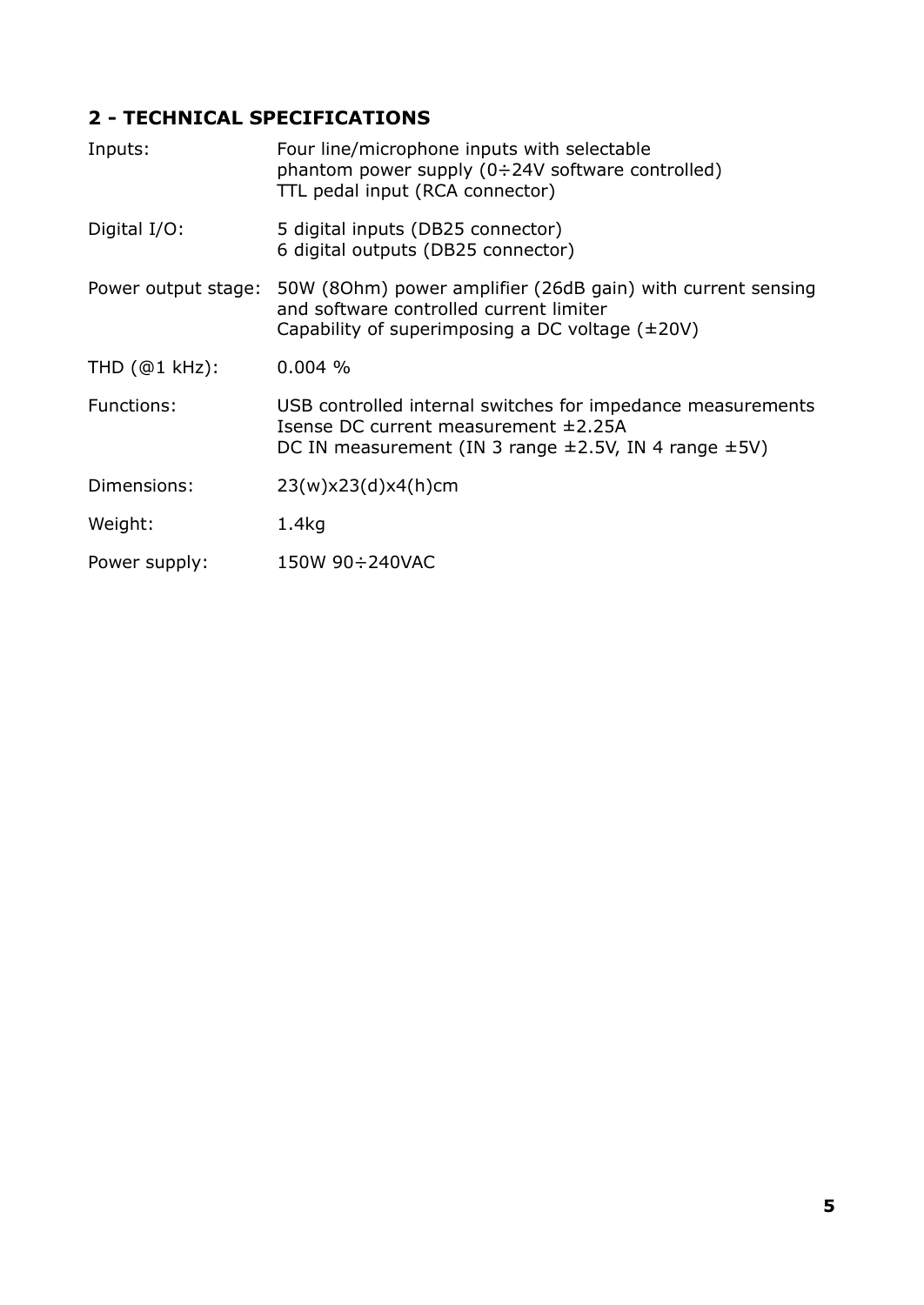## 2 - TECHNICAL SPECIFICATIONS

| | |
|---|---|
| Inputs: | Four line/microphone inputs with selectable phantom power supply (0÷24V software controlled)<br>TTL pedal input (RCA connector) |
| Digital I/O: | 5 digital inputs (DB25 connector)<br>6 digital outputs (DB25 connector) |
| Power output stage: | 50W (8Ohm) power amplifier (26dB gain) with current sensing and software controlled current limiter<br>Capability of superimposing a DC voltage (±20V) |
| THD (@1 kHz): | 0.004 % |
| Functions: | USB controlled internal switches for impedance measurements<br>Isense DC current measurement ±2.25A<br>DC IN measurement (IN 3 range ±2.5V, IN 4 range ±5V) |
| Dimensions: | 23(w)x23(d)x4(h)cm |
| Weight: | 1.4kg |
| Power supply: | 150W 90÷240VAC |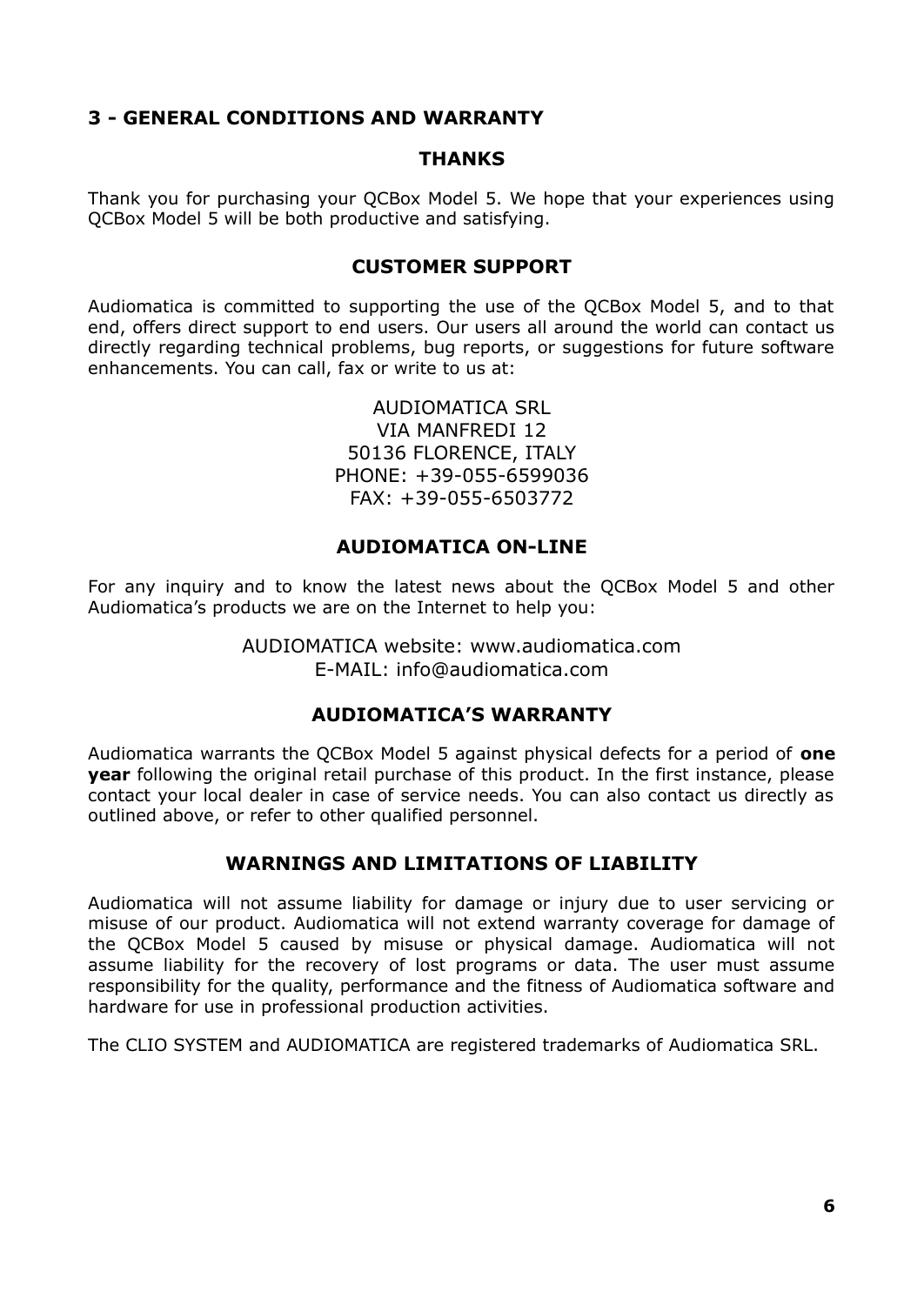## 3 - GENERAL CONDITIONS AND WARRANTY

### THANKS

Thank you for purchasing your QCBox Model 5. We hope that your experiences using QCBox Model 5 will be both productive and satisfying.

### CUSTOMER SUPPORT

Audiomatica is committed to supporting the use of the QCBox Model 5, and to that end, offers direct support to end users. Our users all around the world can contact us directly regarding technical problems, bug reports, or suggestions for future software enhancements. You can call, fax or write to us at:

AUDIOMATICA SRL
VIA MANFREDI 12
50136 FLORENCE, ITALY
PHONE: +39-055-6599036
FAX: +39-055-6503772

### AUDIOMATICA ON-LINE

For any inquiry and to know the latest news about the QCBox Model 5 and other Audiomatica's products we are on the Internet to help you:

AUDIOMATICA website: www.audiomatica.com
E-MAIL: info@audiomatica.com

### AUDIOMATICA'S WARRANTY

Audiomatica warrants the QCBox Model 5 against physical defects for a period of **one year** following the original retail purchase of this product. In the first instance, please contact your local dealer in case of service needs. You can also contact us directly as outlined above, or refer to other qualified personnel.

### WARNINGS AND LIMITATIONS OF LIABILITY

Audiomatica will not assume liability for damage or injury due to user servicing or misuse of our product. Audiomatica will not extend warranty coverage for damage of the QCBox Model 5 caused by misuse or physical damage. Audiomatica will not assume liability for the recovery of lost programs or data. The user must assume responsibility for the quality, performance and the fitness of Audiomatica software and hardware for use in professional production activities.

The CLIO SYSTEM and AUDIOMATICA are registered trademarks of Audiomatica SRL.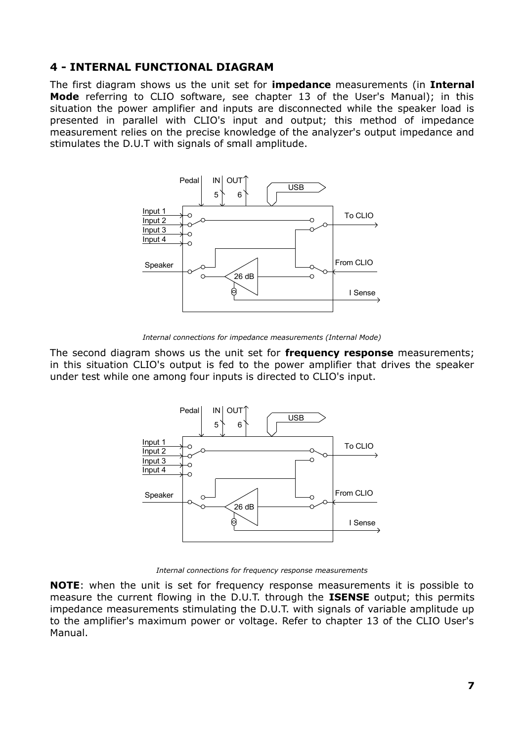## 4 - INTERNAL FUNCTIONAL DIAGRAM

The first diagram shows us the unit set for **impedance** measurements (in **Internal Mode** referring to CLIO software, see chapter 13 of the User's Manual); in this situation the power amplifier and inputs are disconnected while the speaker load is presented in parallel with CLIO's input and output; this method of impedance measurement relies on the precise knowledge of the analyzer's output impedance and stimulates the D.U.T with signals of small amplitude.

*Internal connections for impedance measurements (Internal Mode)*

The second diagram shows us the unit set for **frequency response** measurements; in this situation CLIO's output is fed to the power amplifier that drives the speaker under test while one among four inputs is directed to CLIO's input.

*Internal connections for frequency response measurements*

**NOTE**: when the unit is set for frequency response measurements it is possible to measure the current flowing in the D.U.T. through the **ISENSE** output; this permits impedance measurements stimulating the D.U.T. with signals of variable amplitude up to the amplifier's maximum power or voltage. Refer to chapter 13 of the CLIO User's Manual.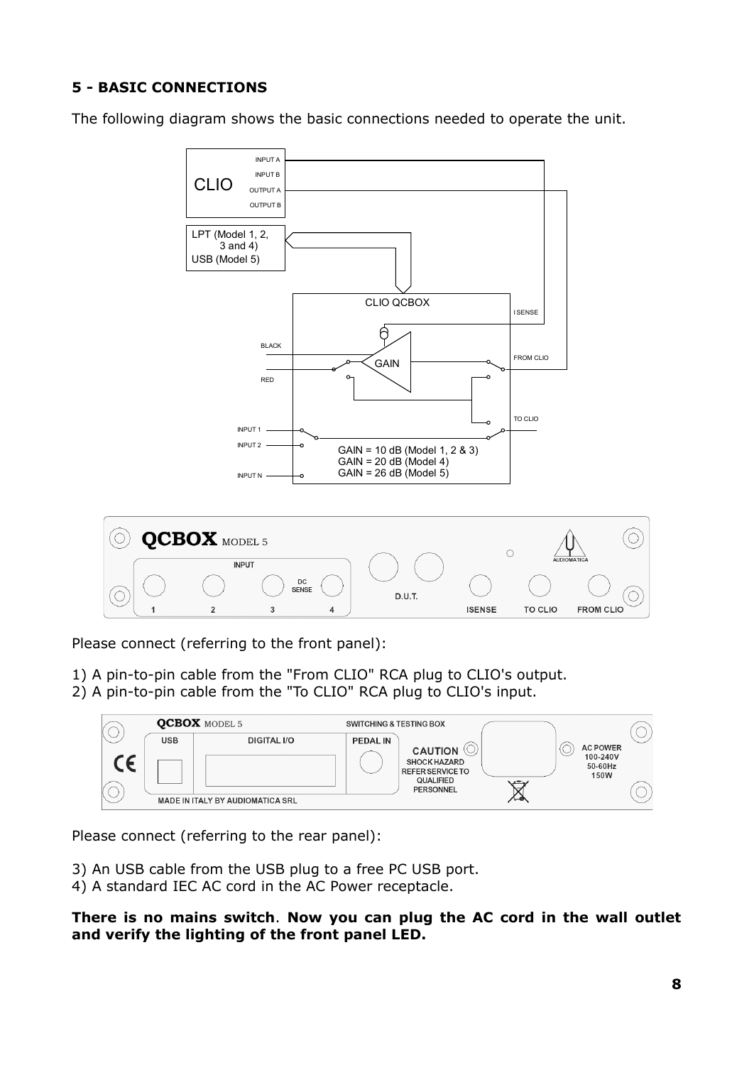## 5 - BASIC CONNECTIONS

The following diagram shows the basic connections needed to operate the unit.

Please connect (referring to the front panel):

1) A pin-to-pin cable from the "From CLIO" RCA plug to CLIO's output.
2) A pin-to-pin cable from the "To CLIO" RCA plug to CLIO's input.

Please connect (referring to the rear panel):

3) An USB cable from the USB plug to a free PC USB port.
4) A standard IEC AC cord in the AC Power receptacle.

**There is no mains switch**. **Now you can plug the AC cord in the wall outlet and verify the lighting of the front panel LED.**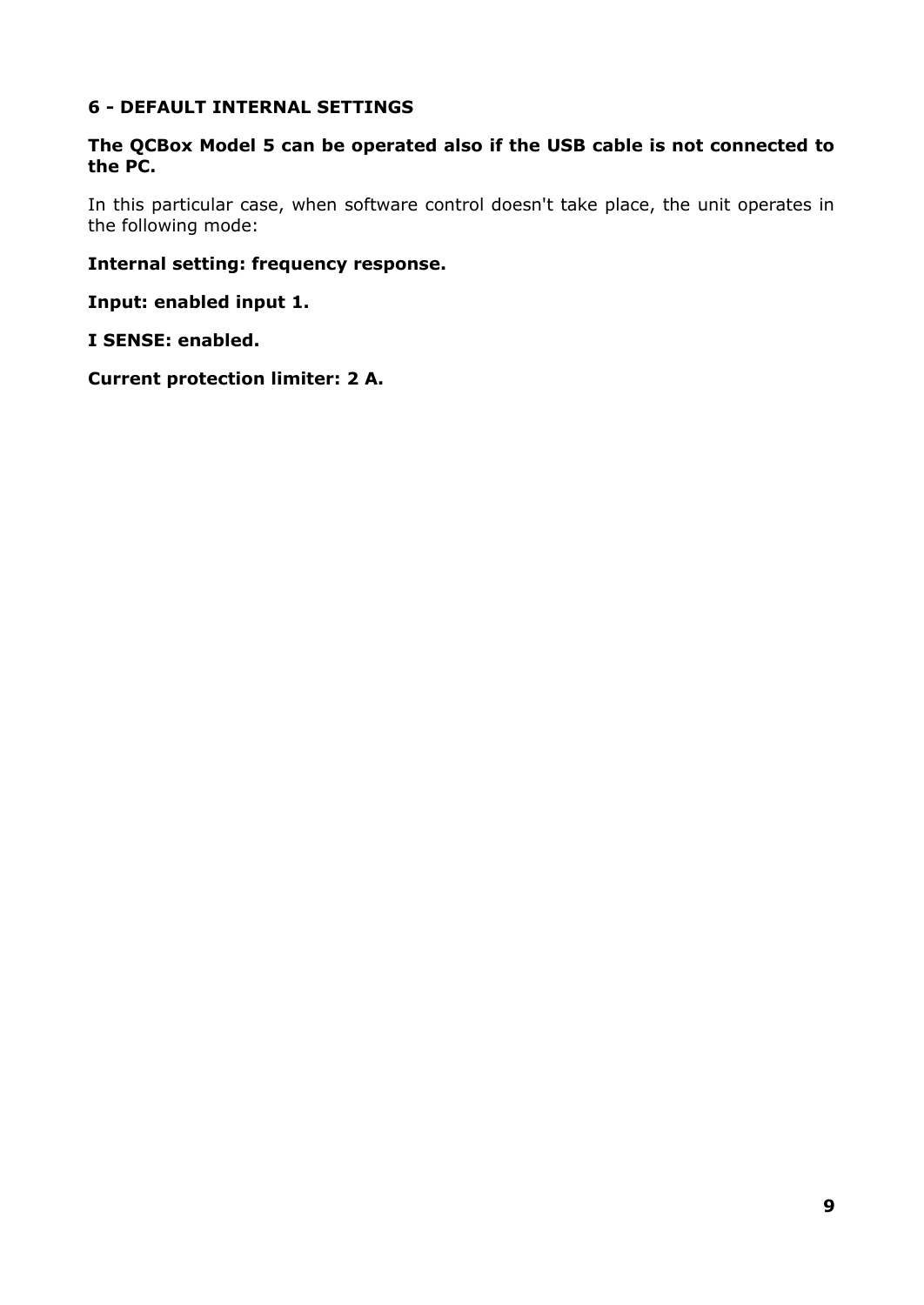## 6 - DEFAULT INTERNAL SETTINGS

**The QCBox Model 5 can be operated also if the USB cable is not connected to the PC.**

In this particular case, when software control doesn't take place, the unit operates in the following mode:

**Internal setting: frequency response.**

**Input: enabled input 1.**

**I SENSE: enabled.**

**Current protection limiter: 2 A.**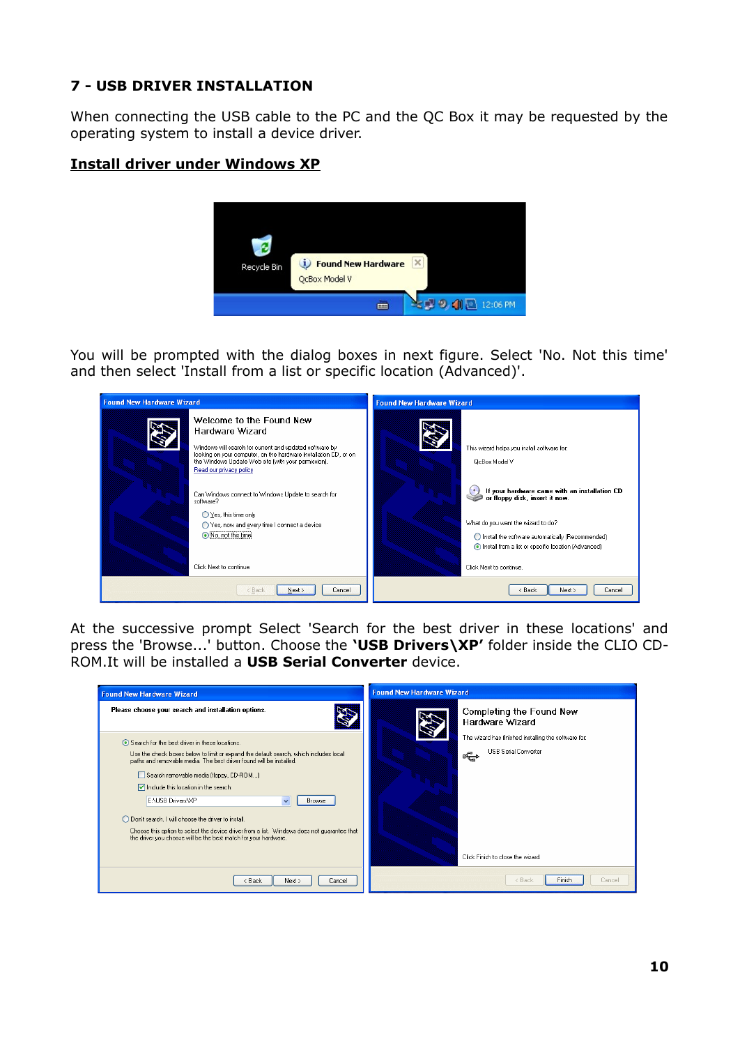## 7 - USB DRIVER INSTALLATION

When connecting the USB cable to the PC and the QC Box it may be requested by the operating system to install a device driver.

**Install driver under Windows XP**

You will be prompted with the dialog boxes in next figure. Select 'No. Not this time' and then select 'Install from a list or specific location (Advanced)'.

At the successive prompt Select 'Search for the best driver in these locations' and press the 'Browse...' button. Choose the **'USB Drivers\XP'** folder inside the CLIO CD-ROM.It will be installed a **USB Serial Converter** device.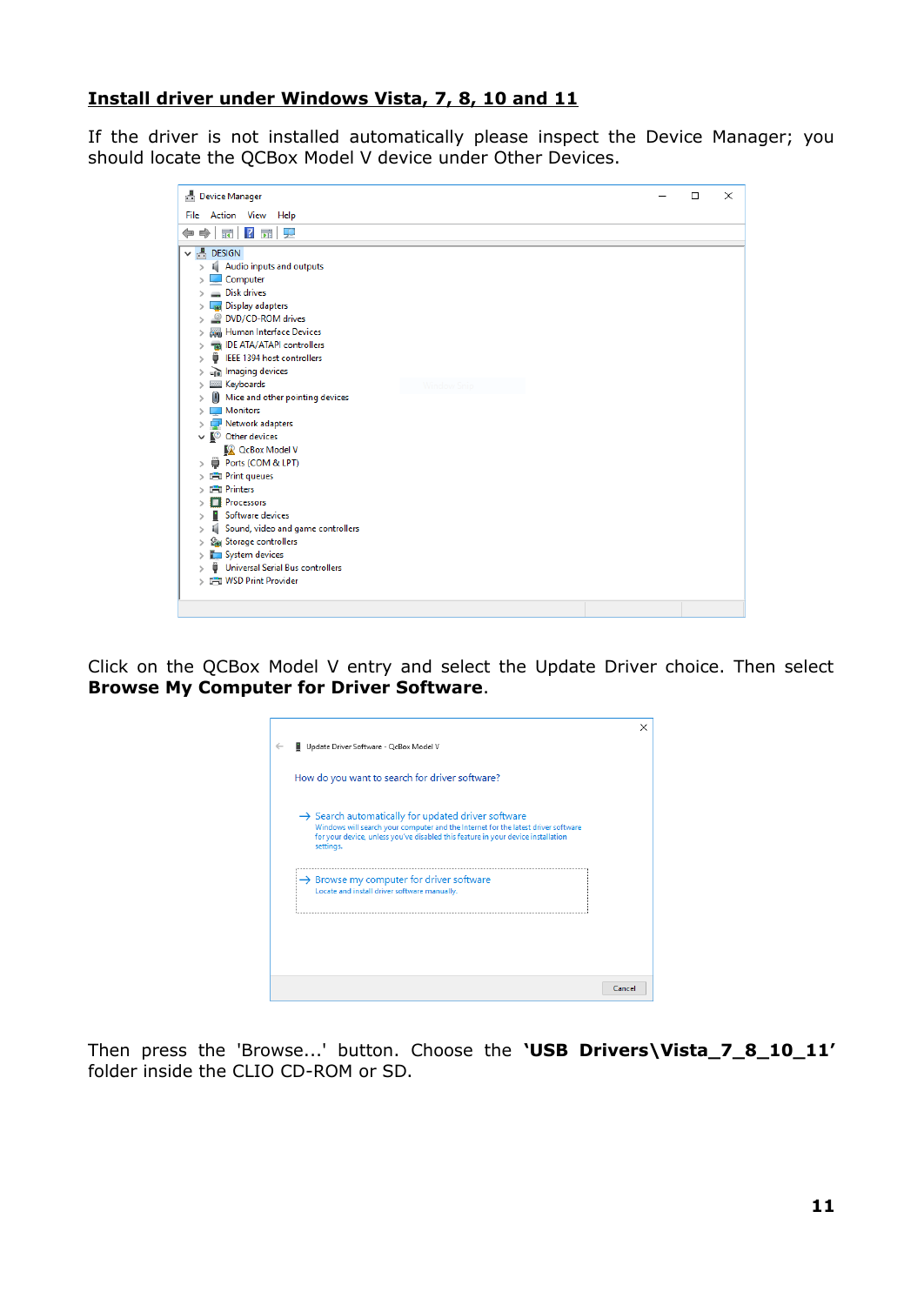**Install driver under Windows Vista, 7, 8, 10 and 11**

If the driver is not installed automatically please inspect the Device Manager; you should locate the QCBox Model V device under Other Devices.

Click on the QCBox Model V entry and select the Update Driver choice. Then select **Browse My Computer for Driver Software**.

Then press the 'Browse...' button. Choose the **'USB Drivers\Vista_7_8_10_11'** folder inside the CLIO CD-ROM or SD.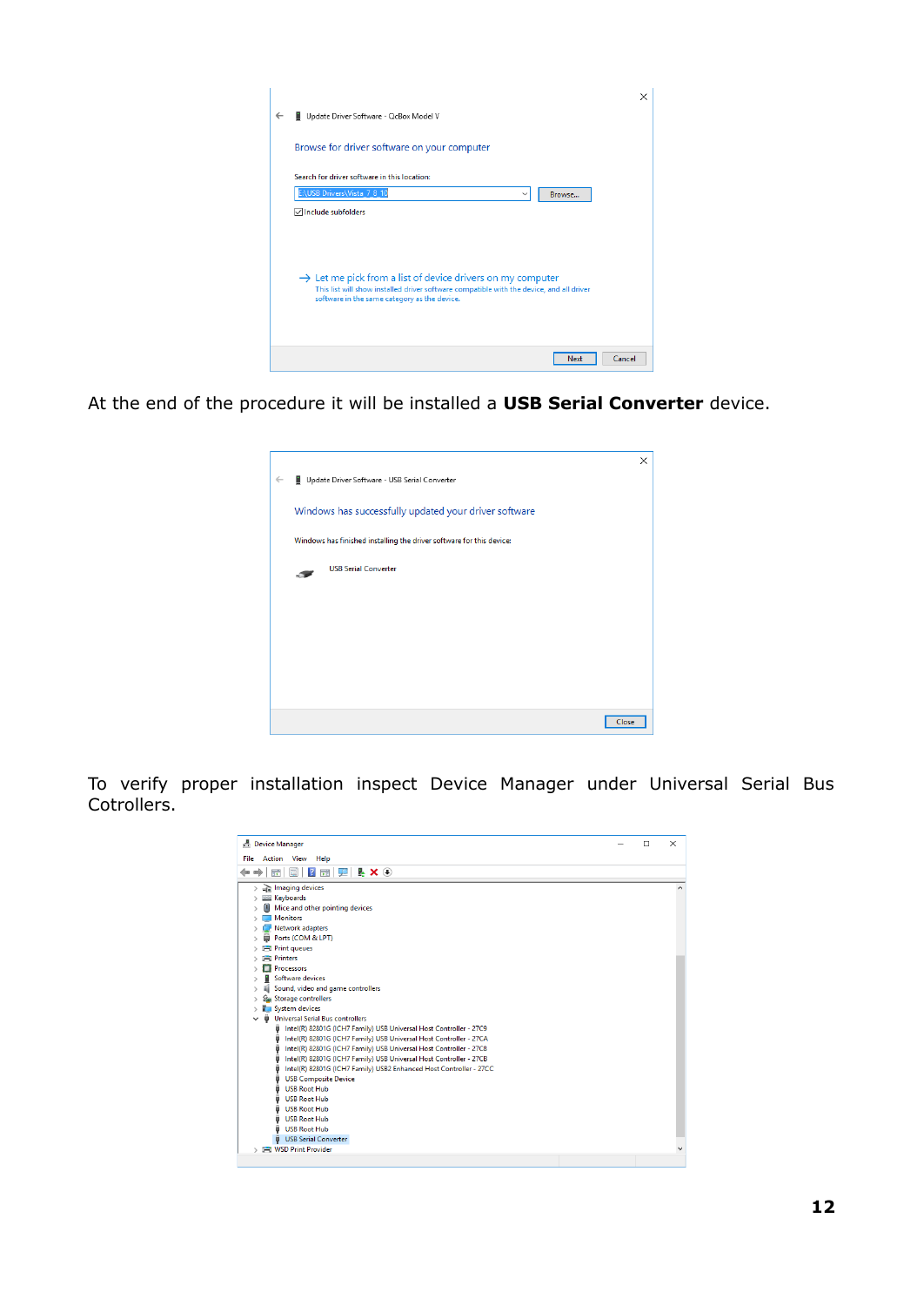At the end of the procedure it will be installed a **USB Serial Converter** device.

To verify proper installation inspect Device Manager under Universal Serial Bus Cotrollers.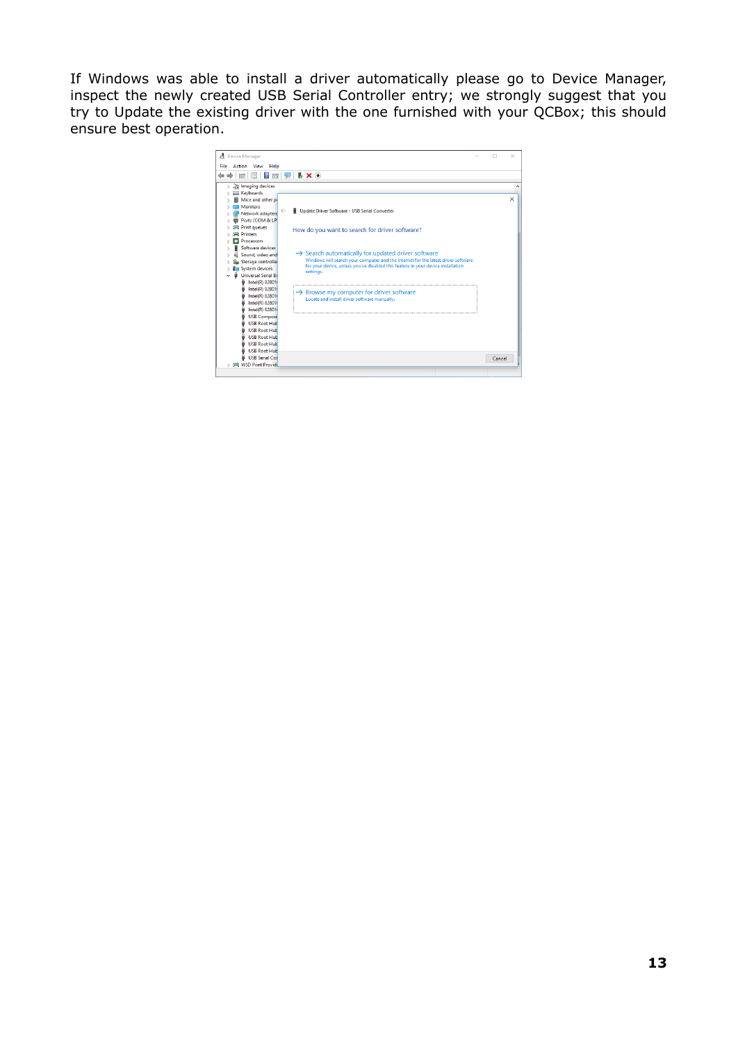If Windows was able to install a driver automatically please go to Device Manager, inspect the newly created USB Serial Controller entry; we strongly suggest that you try to Update the existing driver with the one furnished with your QCBox; this should ensure best operation.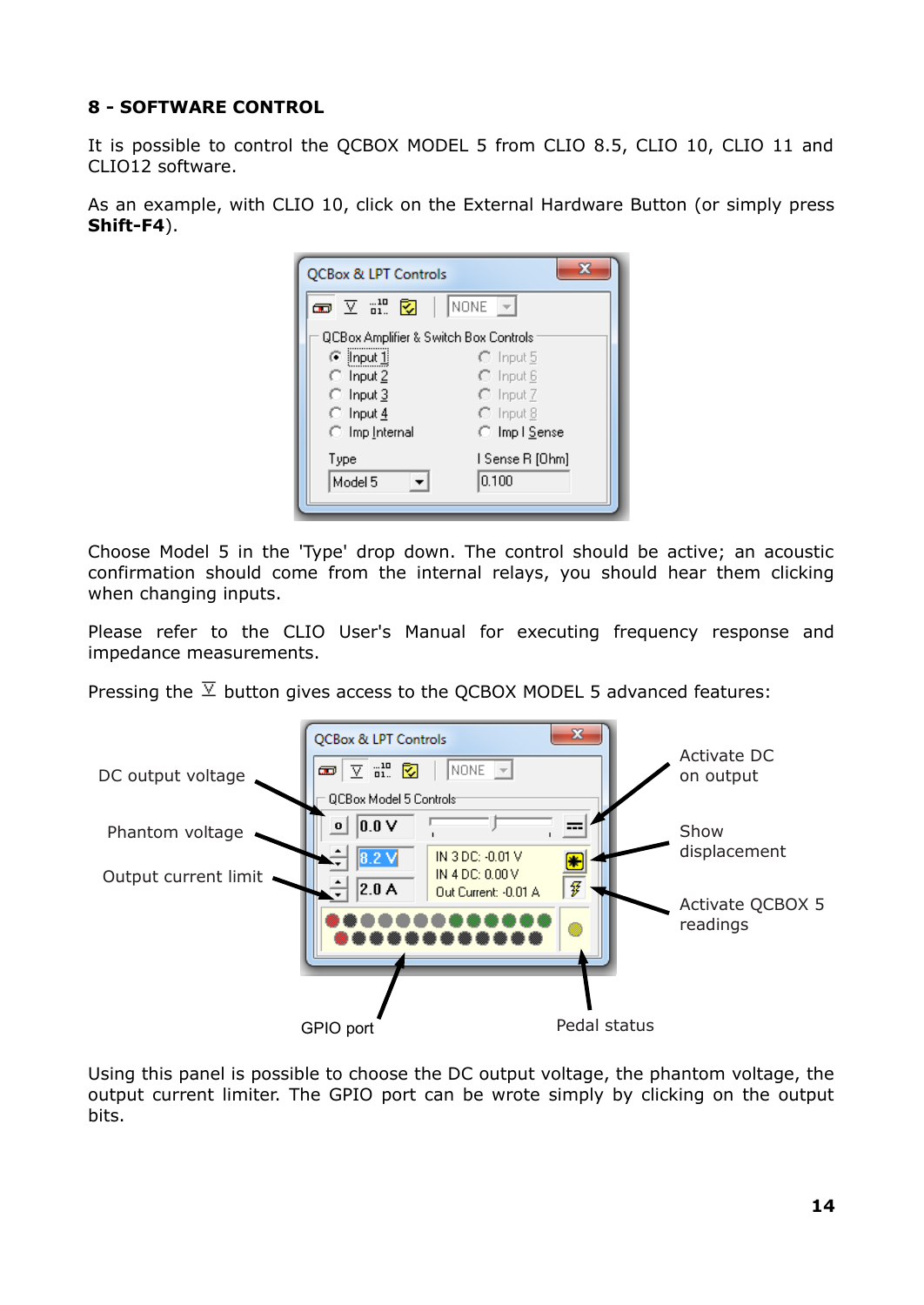## 8 - SOFTWARE CONTROL

It is possible to control the QCBOX MODEL 5 from CLIO 8.5, CLIO 10, CLIO 11 and CLIO12 software.

As an example, with CLIO 10, click on the External Hardware Button (or simply press **Shift-F4**).

Choose Model 5 in the 'Type' drop down. The control should be active; an acoustic confirmation should come from the internal relays, you should hear them clicking when changing inputs.

Please refer to the CLIO User's Manual for executing frequency response and impedance measurements.

Pressing the ⊻ button gives access to the QCBOX MODEL 5 advanced features:

Using this panel is possible to choose the DC output voltage, the phantom voltage, the output current limiter. The GPIO port can be wrote simply by clicking on the output bits.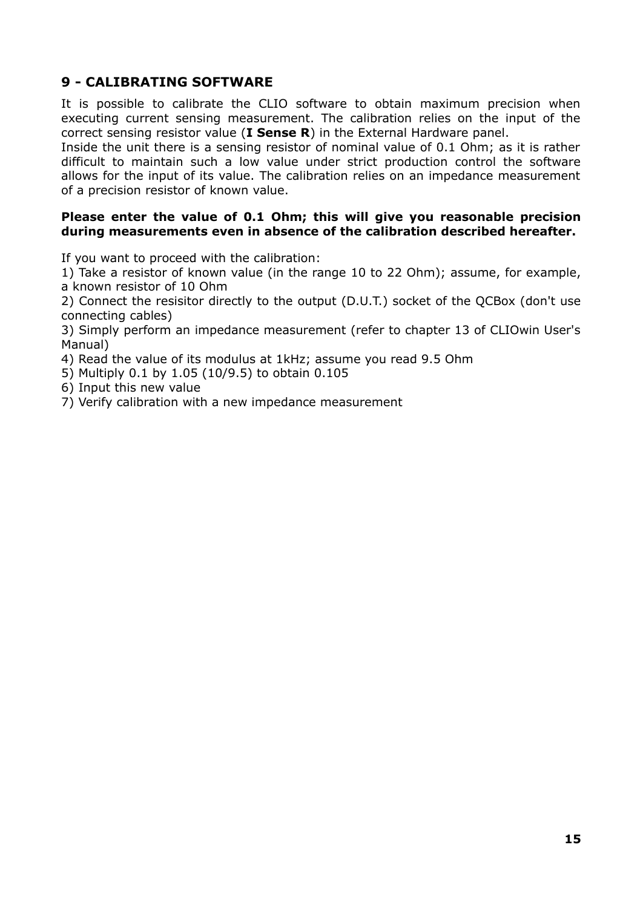## 9 - CALIBRATING SOFTWARE

It is possible to calibrate the CLIO software to obtain maximum precision when executing current sensing measurement. The calibration relies on the input of the correct sensing resistor value (**I Sense R**) in the External Hardware panel.
Inside the unit there is a sensing resistor of nominal value of 0.1 Ohm; as it is rather difficult to maintain such a low value under strict production control the software allows for the input of its value. The calibration relies on an impedance measurement of a precision resistor of known value.

**Please enter the value of 0.1 Ohm; this will give you reasonable precision during measurements even in absence of the calibration described hereafter.**

If you want to proceed with the calibration:
1) Take a resistor of known value (in the range 10 to 22 Ohm); assume, for example, a known resistor of 10 Ohm
2) Connect the resisitor directly to the output (D.U.T.) socket of the QCBox (don't use connecting cables)
3) Simply perform an impedance measurement (refer to chapter 13 of CLIOwin User's Manual)
4) Read the value of its modulus at 1kHz; assume you read 9.5 Ohm
5) Multiply 0.1 by 1.05 (10/9.5) to obtain 0.105
6) Input this new value
7) Verify calibration with a new impedance measurement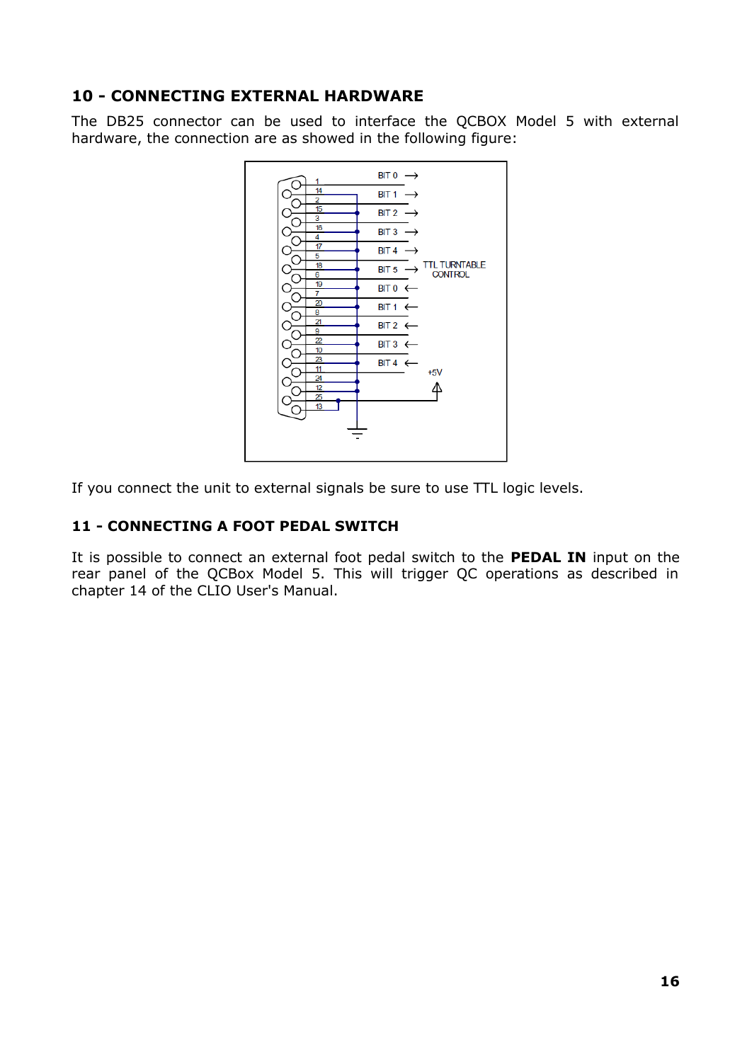## 10 - CONNECTING EXTERNAL HARDWARE

The DB25 connector can be used to interface the QCBOX Model 5 with external hardware, the connection are as showed in the following figure:

If you connect the unit to external signals be sure to use TTL logic levels.

## 11 - CONNECTING A FOOT PEDAL SWITCH

It is possible to connect an external foot pedal switch to the **PEDAL IN** input on the rear panel of the QCBox Model 5. This will trigger QC operations as described in chapter 14 of the CLIO User's Manual.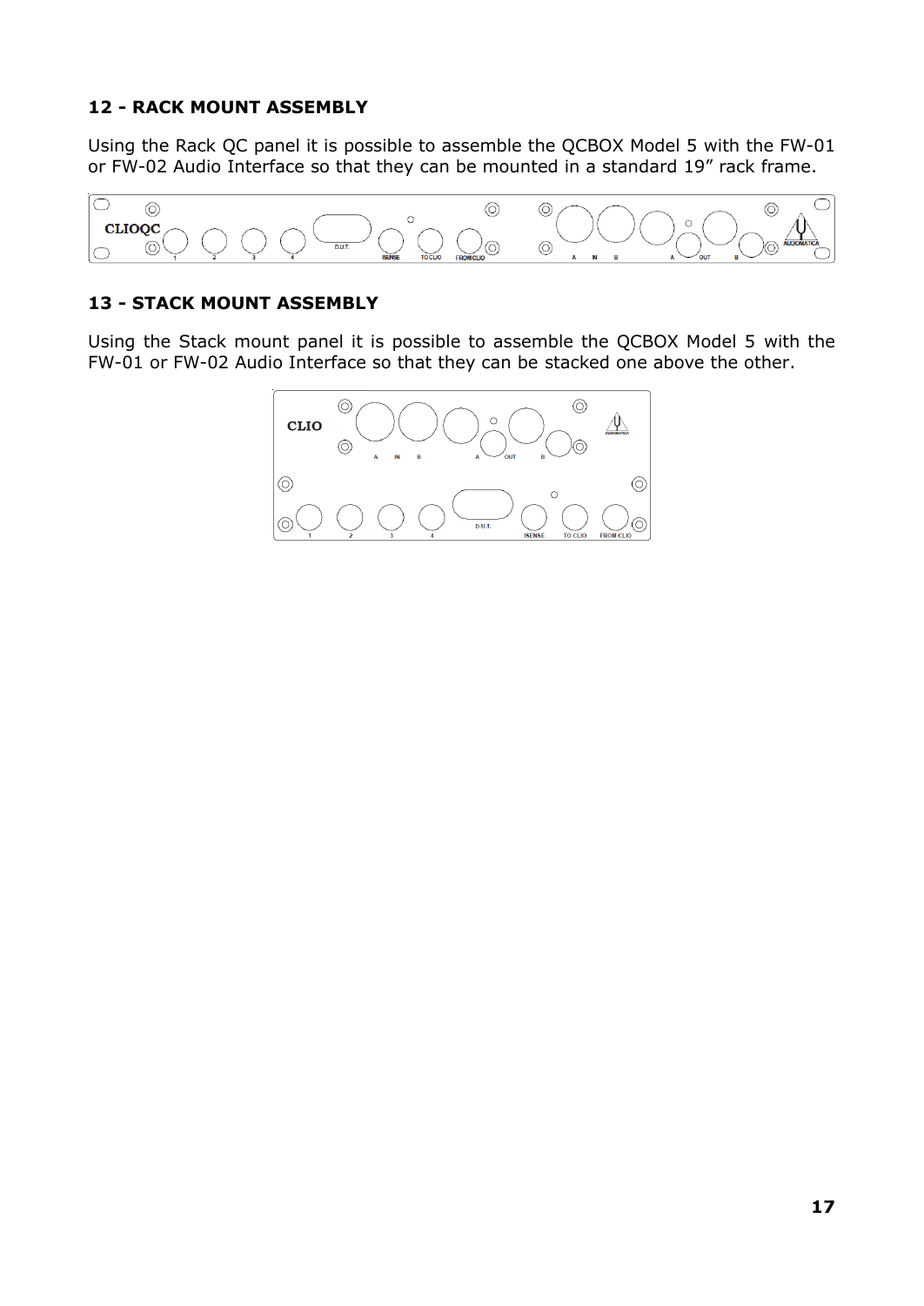## 12 - RACK MOUNT ASSEMBLY

Using the Rack QC panel it is possible to assemble the QCBOX Model 5 with the FW-01 or FW-02 Audio Interface so that they can be mounted in a standard 19" rack frame.

## 13 - STACK MOUNT ASSEMBLY

Using the Stack mount panel it is possible to assemble the QCBOX Model 5 with the FW-01 or FW-02 Audio Interface so that they can be stacked one above the other.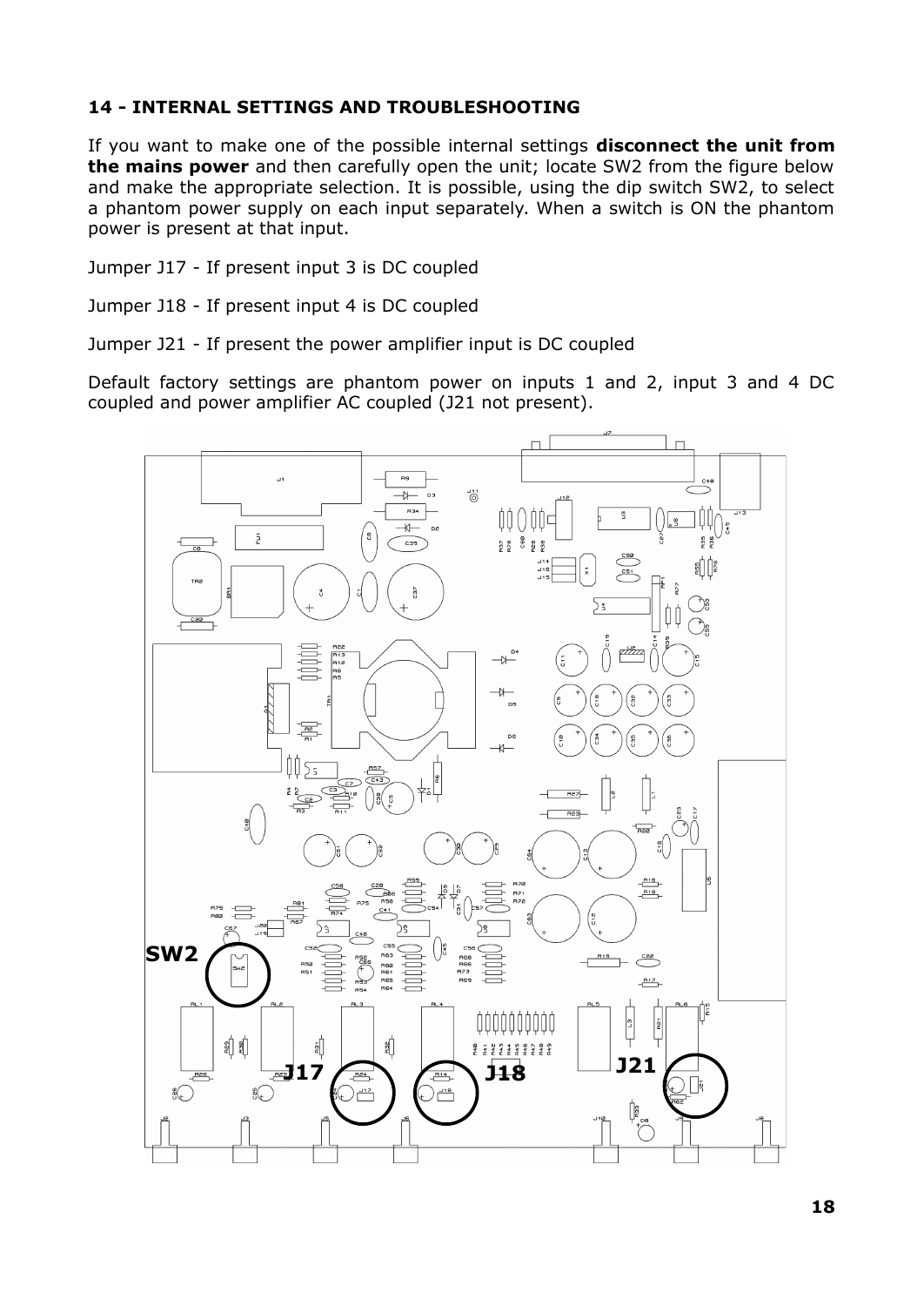## 14 - INTERNAL SETTINGS AND TROUBLESHOOTING

If you want to make one of the possible internal settings **disconnect the unit from the mains power** and then carefully open the unit; locate SW2 from the figure below and make the appropriate selection. It is possible, using the dip switch SW2, to select a phantom power supply on each input separately. When a switch is ON the phantom power is present at that input.

Jumper J17 - If present input 3 is DC coupled

Jumper J18 - If present input 4 is DC coupled

Jumper J21 - If present the power amplifier input is DC coupled

Default factory settings are phantom power on inputs 1 and 2, input 3 and 4 DC coupled and power amplifier AC coupled (J21 not present).

SW2

J17

J18

J21